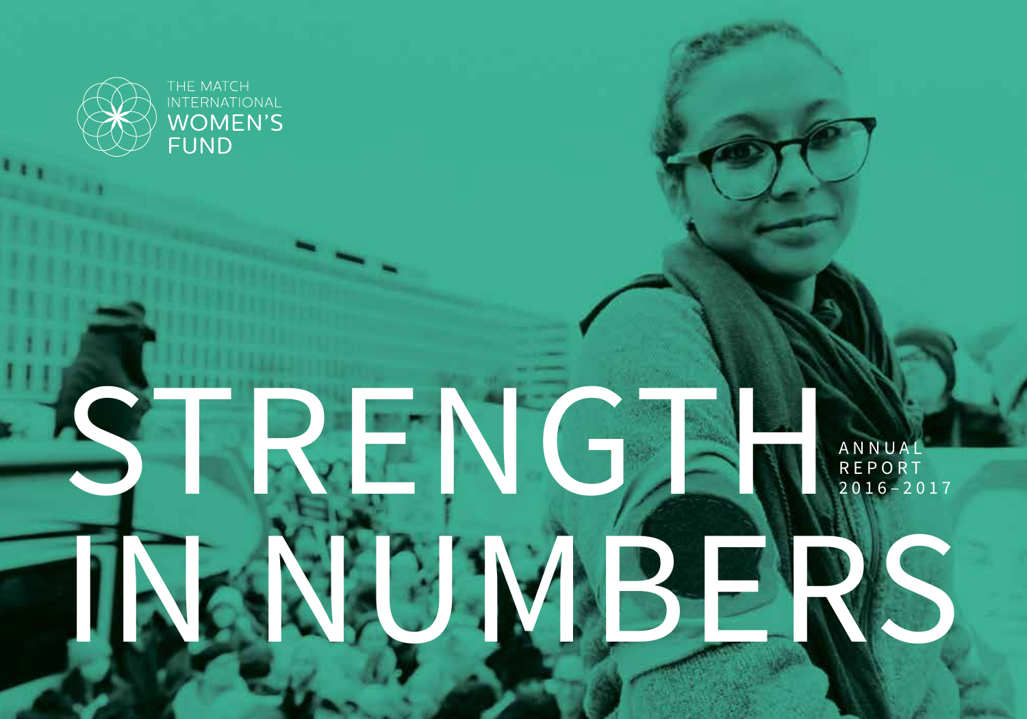THE MATCH INTERNATIONAL WOMEN'S FUND

# STRENGTH IN NUMBERS

ANNUAL REPORT 2016–2017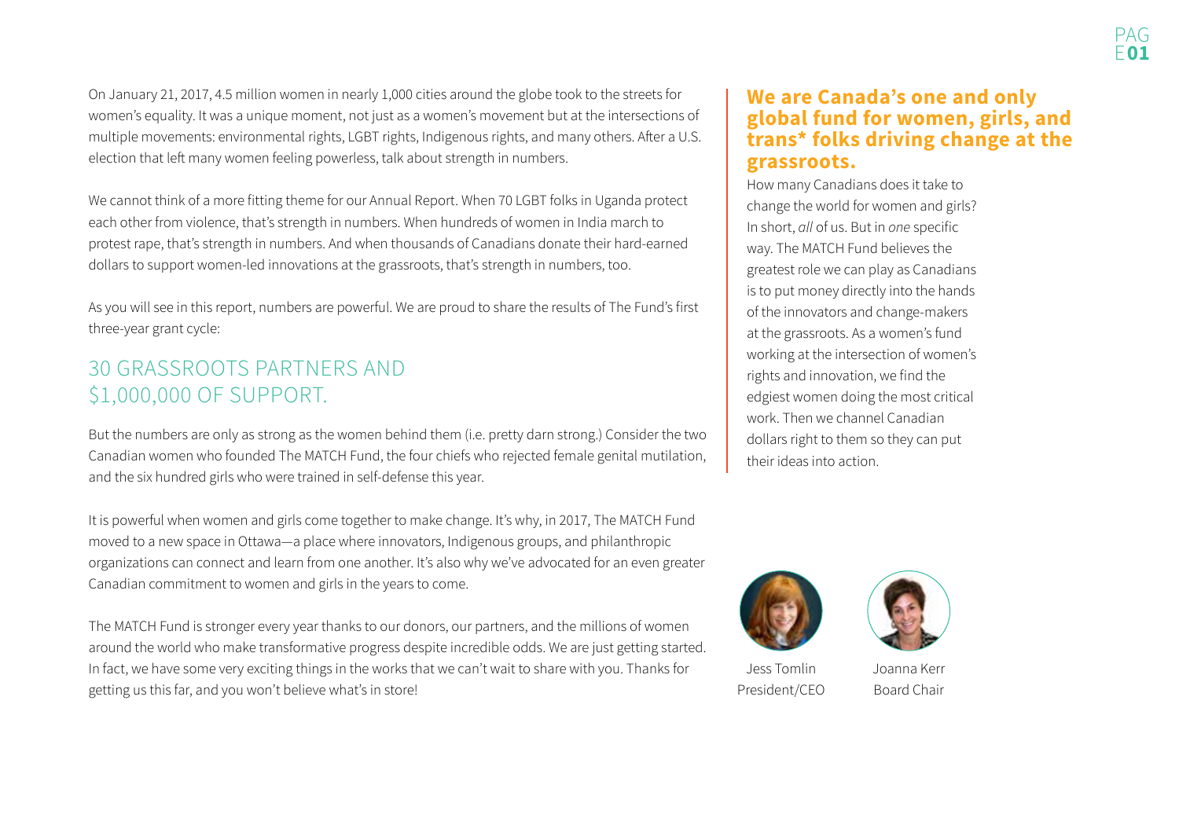On January 21, 2017, 4.5 million women in nearly 1,000 cities around the globe took to the streets for women's equality. It was a unique moment, not just as a women's movement but at the intersections of multiple movements: environmental rights, LGBT rights, Indigenous rights, and many others. After a U.S. election that left many women feeling powerless, talk about strength in numbers.

We cannot think of a more fitting theme for our Annual Report. When 70 LGBT folks in Uganda protect each other from violence, that's strength in numbers. When hundreds of women in India march to protest rape, that's strength in numbers. And when thousands of Canadians donate their hard-earned dollars to support women-led innovations at the grassroots, that's strength in numbers, too.

As you will see in this report, numbers are powerful. We are proud to share the results of The Fund's first three-year grant cycle:

## 30 GRASSROOTS PARTNERS AND $1,000,000 OF SUPPORT.

But the numbers are only as strong as the women behind them (i.e. pretty darn strong.) Consider the two Canadian women who founded The MATCH Fund, the four chiefs who rejected female genital mutilation, and the six hundred girls who were trained in self-defense this year.

It is powerful when women and girls come together to make change. It's why, in 2017, The MATCH Fund moved to a new space in Ottawa—a place where innovators, Indigenous groups, and philanthropic organizations can connect and learn from one another. It's also why we've advocated for an even greater Canadian commitment to women and girls in the years to come.

The MATCH Fund is stronger every year thanks to our donors, our partners, and the millions of women around the world who make transformative progress despite incredible odds. We are just getting started. In fact, we have some very exciting things in the works that we can't wait to share with you. Thanks for getting us this far, and you won't believe what's in store!

## We are Canada's one and only global fund for women, girls, and trans* folks driving change at the grassroots.

How many Canadians does it take to change the world for women and girls? In short, *all* of us. But in *one* specific way. The MATCH Fund believes the greatest role we can play as Canadians is to put money directly into the hands of the innovators and change-makers at the grassroots. As a women's fund working at the intersection of women's rights and innovation, we find the edgiest women doing the most critical work. Then we channel Canadian dollars right to them so they can put their ideas into action.

Jess Tomlin
President/CEO

Joanna Kerr
Board Chair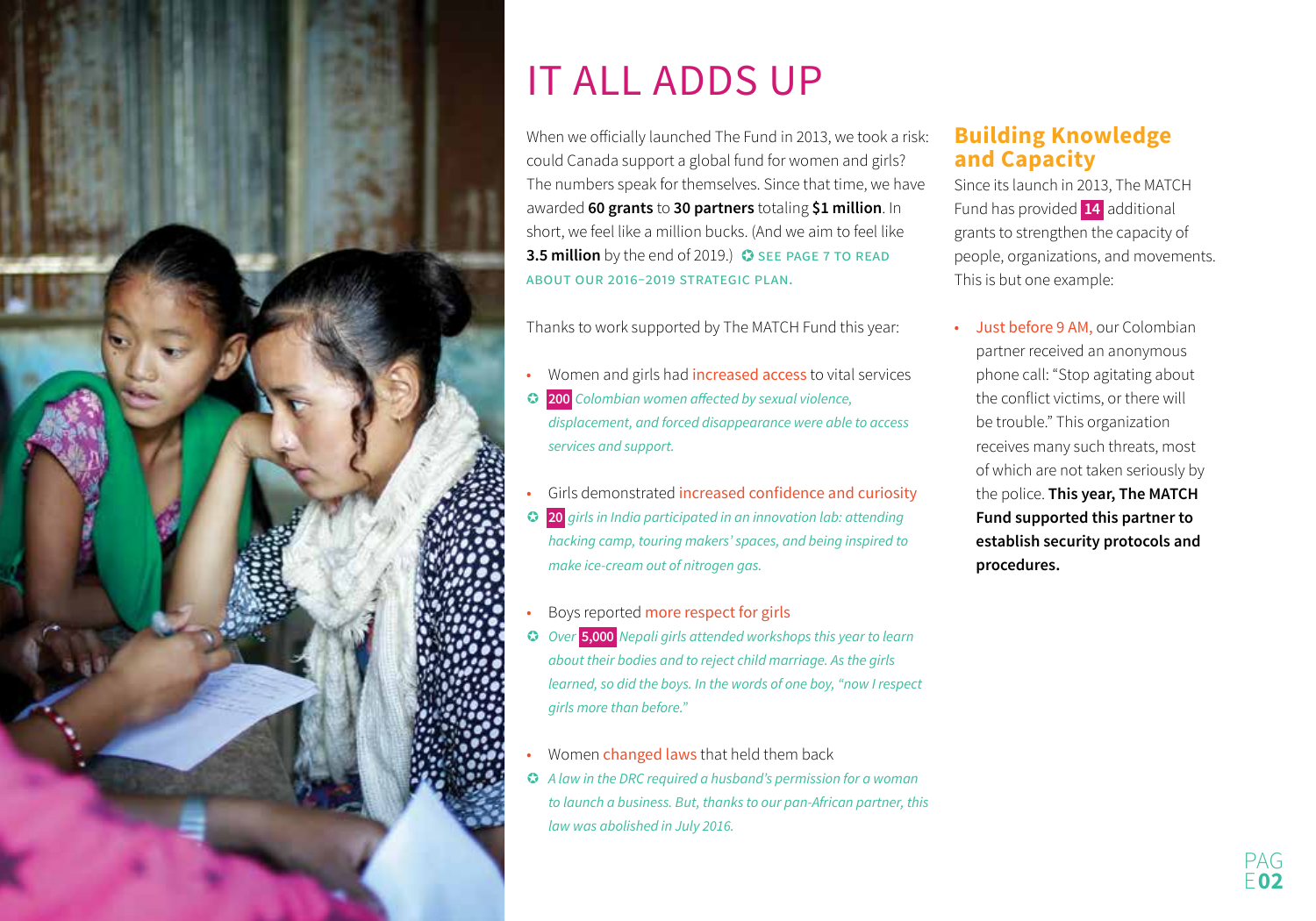# IT ALL ADDS UP

When we officially launched The Fund in 2013, we took a risk: could Canada support a global fund for women and girls? The numbers speak for themselves. Since that time, we have awarded **60 grants** to **30 partners** totaling **$1 million**. In short, we feel like a million bucks. (And we aim to feel like **3.5 million** by the end of 2019.) ✪ SEE PAGE 7 TO READ ABOUT OUR 2016–2019 STRATEGIC PLAN.

Thanks to work supported by The MATCH Fund this year:

- Women and girls had increased access to vital services

✪ *200 Colombian women affected by sexual violence, displacement, and forced disappearance were able to access services and support.*

- Girls demonstrated increased confidence and curiosity

✪ *20 girls in India participated in an innovation lab: attending hacking camp, touring makers' spaces, and being inspired to make ice-cream out of nitrogen gas.*

- Boys reported more respect for girls

✪ *Over 5,000 Nepali girls attended workshops this year to learn about their bodies and to reject child marriage. As the girls learned, so did the boys. In the words of one boy, "now I respect girls more than before."*

- Women changed laws that held them back

✪ *A law in the DRC required a husband's permission for a woman to launch a business. But, thanks to our pan-African partner, this law was abolished in July 2016.*

## Building Knowledge and Capacity

Since its launch in 2013, The MATCH Fund has provided 14 additional grants to strengthen the capacity of people, organizations, and movements. This is but one example:

- Just before 9 AM, our Colombian partner received an anonymous phone call: "Stop agitating about the conflict victims, or there will be trouble." This organization receives many such threats, most of which are not taken seriously by the police. **This year, The MATCH Fund supported this partner to establish security protocols and procedures.**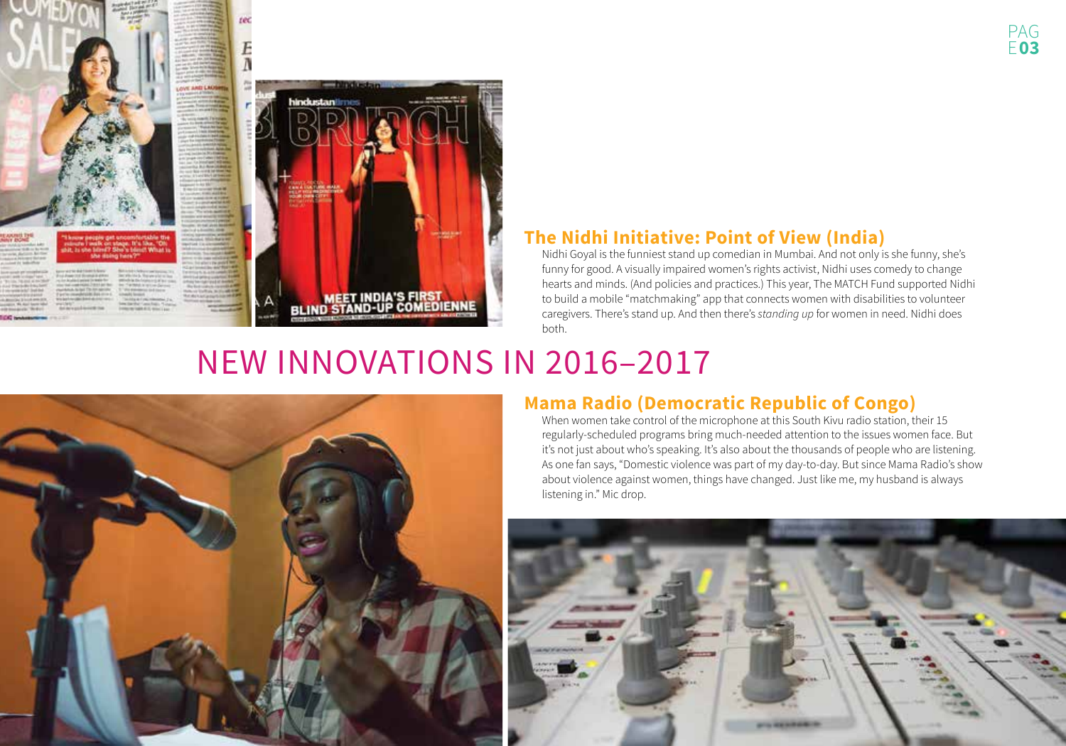### The Nidhi Initiative: Point of View (India)

Nidhi Goyal is the funniest stand up comedian in Mumbai. And not only is she funny, she's funny for good. A visually impaired women's rights activist, Nidhi uses comedy to change hearts and minds. (And policies and practices.) This year, The MATCH Fund supported Nidhi to build a mobile "matchmaking" app that connects women with disabilities to volunteer caregivers. There's stand up. And then there's *standing up* for women in need. Nidhi does both.

# NEW INNOVATIONS IN 2016–2017

### Mama Radio (Democratic Republic of Congo)

When women take control of the microphone at this South Kivu radio station, their 15 regularly-scheduled programs bring much-needed attention to the issues women face. But it's not just about who's speaking. It's also about the thousands of people who are listening. As one fan says, "Domestic violence was part of my day-to-day. But since Mama Radio's show about violence against women, things have changed. Just like me, my husband is always listening in." Mic drop.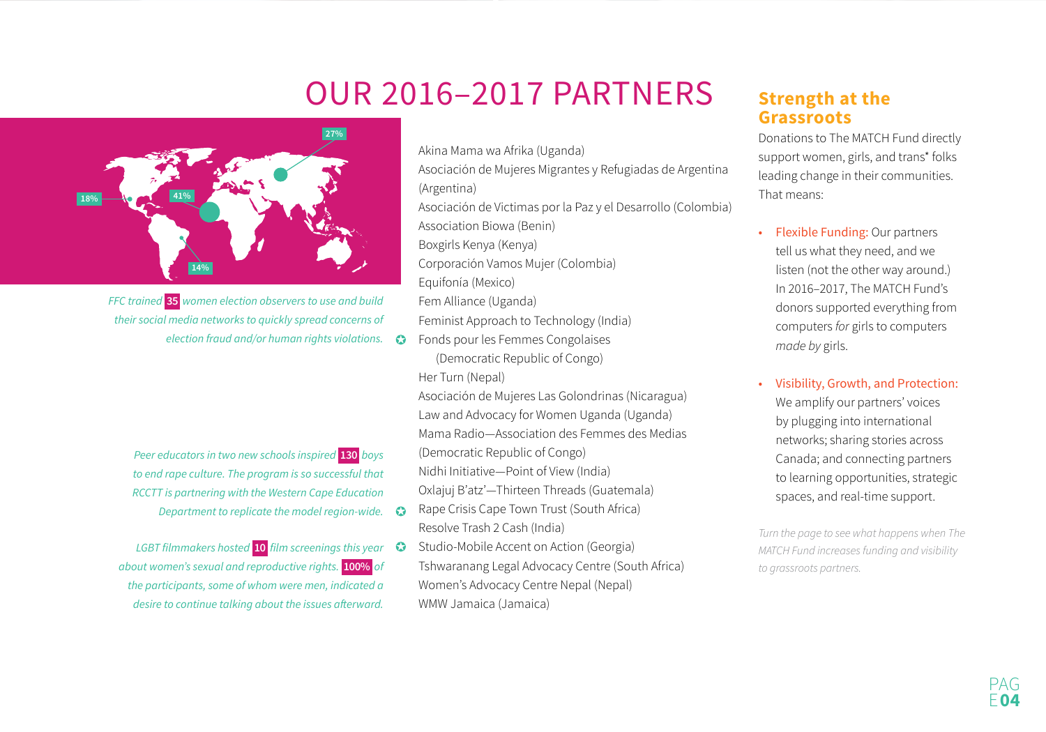# OUR 2016–2017 PARTNERS

18%

41%

27%

14%

*FFC trained **35** women election observers to use and build their social media networks to quickly spread concerns of election fraud and/or human rights violations.*

*Peer educators in two new schools inspired **130** boys to end rape culture. The program is so successful that RCCTT is partnering with the Western Cape Education Department to replicate the model region-wide.*

*LGBT filmmakers hosted **10** film screenings this year about women's sexual and reproductive rights. **100%** of the participants, some of whom were men, indicated a desire to continue talking about the issues afterward.*

Akina Mama wa Afrika (Uganda)
Asociación de Mujeres Migrantes y Refugiadas de Argentina (Argentina)
Asociación de Victimas por la Paz y el Desarrollo (Colombia)
Association Biowa (Benin)
Boxgirls Kenya (Kenya)
Corporación Vamos Mujer (Colombia)
Equifonía (Mexico)
Fem Alliance (Uganda)
Feminist Approach to Technology (India)
Fonds pour les Femmes Congolaises (Democratic Republic of Congo)
Her Turn (Nepal)
Asociación de Mujeres Las Golondrinas (Nicaragua)
Law and Advocacy for Women Uganda (Uganda)
Mama Radio—Association des Femmes des Medias (Democratic Republic of Congo)
Nidhi Initiative—Point of View (India)
Oxlajuj B'atz'—Thirteen Threads (Guatemala)
Rape Crisis Cape Town Trust (South Africa)
Resolve Trash 2 Cash (India)
Studio-Mobile Accent on Action (Georgia)
Tshwaranang Legal Advocacy Centre (South Africa)
Women's Advocacy Centre Nepal (Nepal)
WMW Jamaica (Jamaica)

## Strength at the Grassroots

Donations to The MATCH Fund directly support women, girls, and trans* folks leading change in their communities. That means:

- Flexible Funding: Our partners tell us what they need, and we listen (not the other way around.) In 2016–2017, The MATCH Fund's donors supported everything from computers *for* girls to computers *made by* girls.

- Visibility, Growth, and Protection: We amplify our partners' voices by plugging into international networks; sharing stories across Canada; and connecting partners to learning opportunities, strategic spaces, and real-time support.

*Turn the page to see what happens when The MATCH Fund increases funding and visibility to grassroots partners.*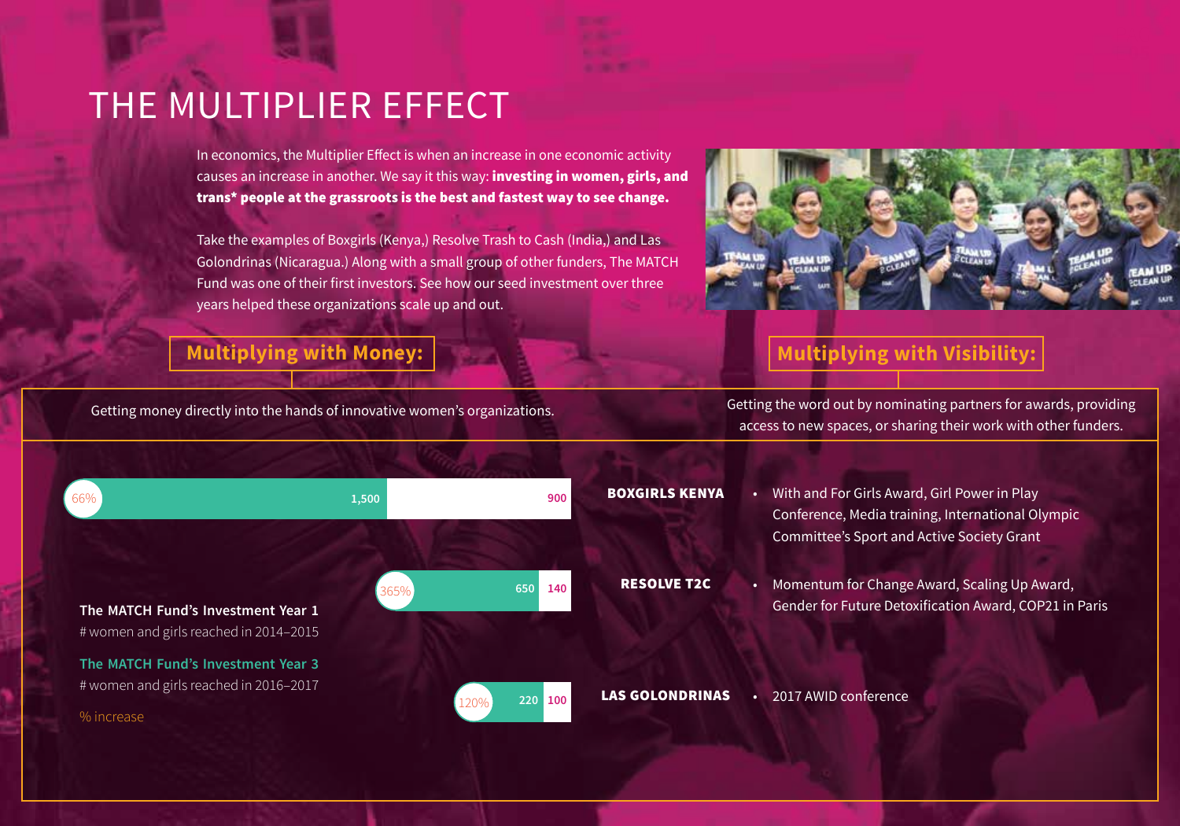# THE MULTIPLIER EFFECT

In economics, the Multiplier Effect is when an increase in one economic activity causes an increase in another. We say it this way: **investing in women, girls, and trans* people at the grassroots is the best and fastest way to see change.**

Take the examples of Boxgirls (Kenya,) Resolve Trash to Cash (India,) and Las Golondrinas (Nicaragua.) Along with a small group of other funders, The MATCH Fund was one of their first investors. See how our seed investment over three years helped these organizations scale up and out.

## Multiplying with Money:

Getting money directly into the hands of innovative women's organizations.

**The MATCH Fund's Investment Year 1**
# women and girls reached in 2014–2015

**The MATCH Fund's Investment Year 3**
# women and girls reached in 2016–2017

% increase

| Organization | Year 3 | Year 1 | % increase |
|---|---|---|---|
| BOXGIRLS KENYA | 1,500 | 900 | 66% |
| RESOLVE T2C | 650 | 140 | 365% |
| LAS GOLONDRINAS | 220 | 100 | 120% |

## Multiplying with Visibility:

Getting the word out by nominating partners for awards, providing access to new spaces, or sharing their work with other funders.

**BOXGIRLS KENYA**
- With and For Girls Award, Girl Power in Play Conference, Media training, International Olympic Committee's Sport and Active Society Grant

**RESOLVE T2C**
- Momentum for Change Award, Scaling Up Award, Gender for Future Detoxification Award, COP21 in Paris

**LAS GOLONDRINAS**
- 2017 AWID conference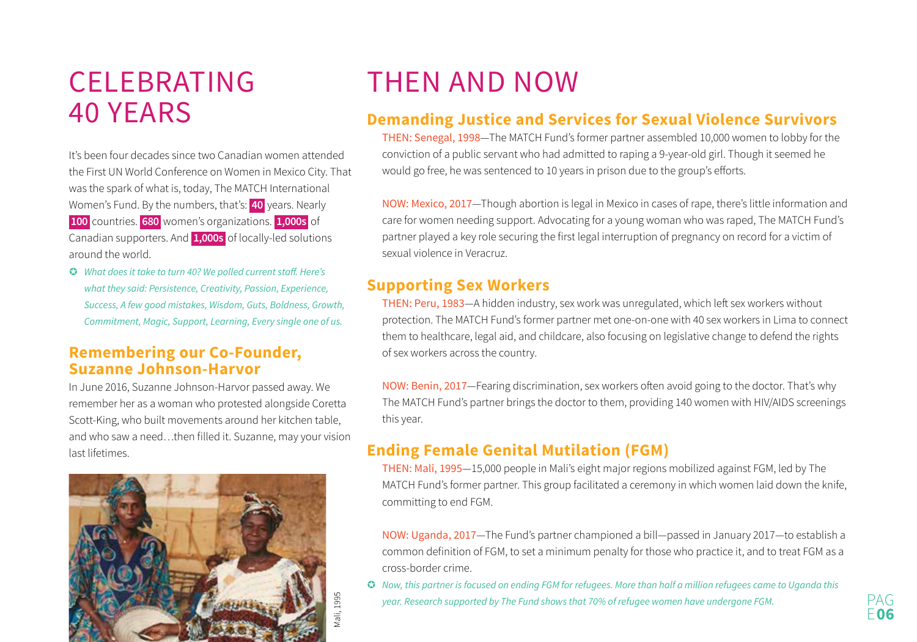# CELEBRATING 40 YEARS

It's been four decades since two Canadian women attended the First UN World Conference on Women in Mexico City. That was the spark of what is, today, The MATCH International Women's Fund. By the numbers, that's: **40** years. Nearly **100** countries. **680** women's organizations. **1,000s** of Canadian supporters. And **1,000s** of locally-led solutions around the world.

*What does it take to turn 40? We polled current staff. Here's what they said: Persistence, Creativity, Passion, Experience, Success, A few good mistakes, Wisdom, Guts, Boldness, Growth, Commitment, Magic, Support, Learning, Every single one of us.*

## Remembering our Co-Founder, Suzanne Johnson-Harvor

In June 2016, Suzanne Johnson-Harvor passed away. We remember her as a woman who protested alongside Coretta Scott-King, who built movements around her kitchen table, and who saw a need…then filled it. Suzanne, may your vision last lifetimes.

Mali, 1995

# THEN AND NOW

## Demanding Justice and Services for Sexual Violence Survivors

THEN: Senegal, 1998—The MATCH Fund's former partner assembled 10,000 women to lobby for the conviction of a public servant who had admitted to raping a 9-year-old girl. Though it seemed he would go free, he was sentenced to 10 years in prison due to the group's efforts.

NOW: Mexico, 2017—Though abortion is legal in Mexico in cases of rape, there's little information and care for women needing support. Advocating for a young woman who was raped, The MATCH Fund's partner played a key role securing the first legal interruption of pregnancy on record for a victim of sexual violence in Veracruz.

## Supporting Sex Workers

THEN: Peru, 1983—A hidden industry, sex work was unregulated, which left sex workers without protection. The MATCH Fund's former partner met one-on-one with 40 sex workers in Lima to connect them to healthcare, legal aid, and childcare, also focusing on legislative change to defend the rights of sex workers across the country.

NOW: Benin, 2017—Fearing discrimination, sex workers often avoid going to the doctor. That's why The MATCH Fund's partner brings the doctor to them, providing 140 women with HIV/AIDS screenings this year.

## Ending Female Genital Mutilation (FGM)

THEN: Mali, 1995—15,000 people in Mali's eight major regions mobilized against FGM, led by The MATCH Fund's former partner. This group facilitated a ceremony in which women laid down the knife, committing to end FGM.

NOW: Uganda, 2017—The Fund's partner championed a bill—passed in January 2017—to establish a common definition of FGM, to set a minimum penalty for those who practice it, and to treat FGM as a cross-border crime.

*Now, this partner is focused on ending FGM for refugees. More than half a million refugees came to Uganda this year. Research supported by The Fund shows that 70% of refugee women have undergone FGM.*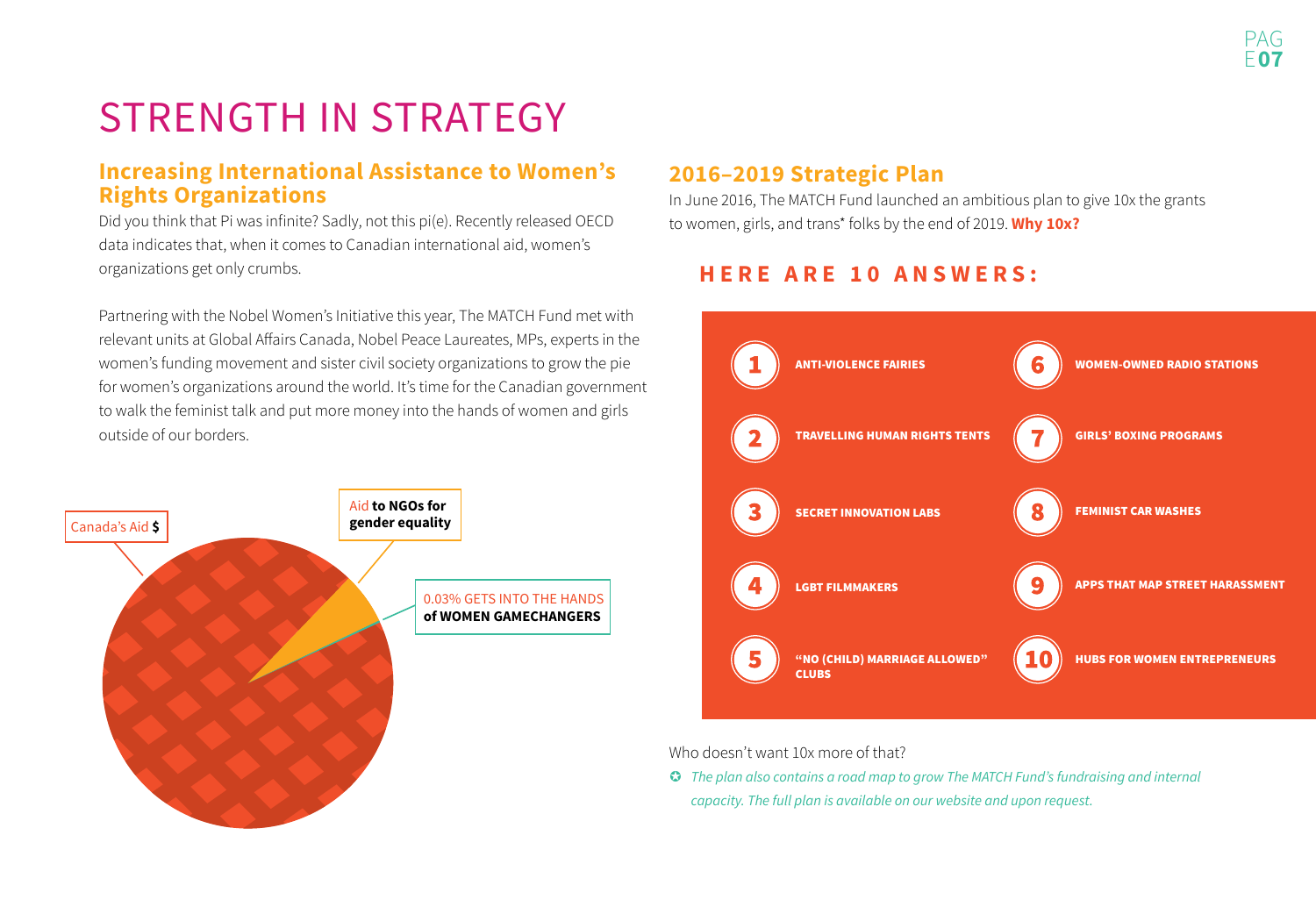# STRENGTH IN STRATEGY

## Increasing International Assistance to Women's Rights Organizations

Did you think that Pi was infinite? Sadly, not this pi(e). Recently released OECD data indicates that, when it comes to Canadian international aid, women's organizations get only crumbs.

Partnering with the Nobel Women's Initiative this year, The MATCH Fund met with relevant units at Global Affairs Canada, Nobel Peace Laureates, MPs, experts in the women's funding movement and sister civil society organizations to grow the pie for women's organizations around the world. It's time for the Canadian government to walk the feminist talk and put more money into the hands of women and girls outside of our borders.

Canada's Aid **$**

Aid **to NGOs for gender equality**

0.03% GETS INTO THE HANDS **of WOMEN GAMECHANGERS**

## 2016–2019 Strategic Plan

In June 2016, The MATCH Fund launched an ambitious plan to give 10x the grants to women, girls, and trans* folks by the end of 2019. **Why 10x?**

### HERE ARE 10 ANSWERS:

1. ANTI-VIOLENCE FAIRIES
2. TRAVELLING HUMAN RIGHTS TENTS
3. SECRET INNOVATION LABS
4. LGBT FILMMAKERS
5. "NO (CHILD) MARRIAGE ALLOWED" CLUBS
6. WOMEN-OWNED RADIO STATIONS
7. GIRLS' BOXING PROGRAMS
8. FEMINIST CAR WASHES
9. APPS THAT MAP STREET HARASSMENT
10. HUBS FOR WOMEN ENTREPRENEURS

Who doesn't want 10x more of that?

*The plan also contains a road map to grow The MATCH Fund's fundraising and internal capacity. The full plan is available on our website and upon request.*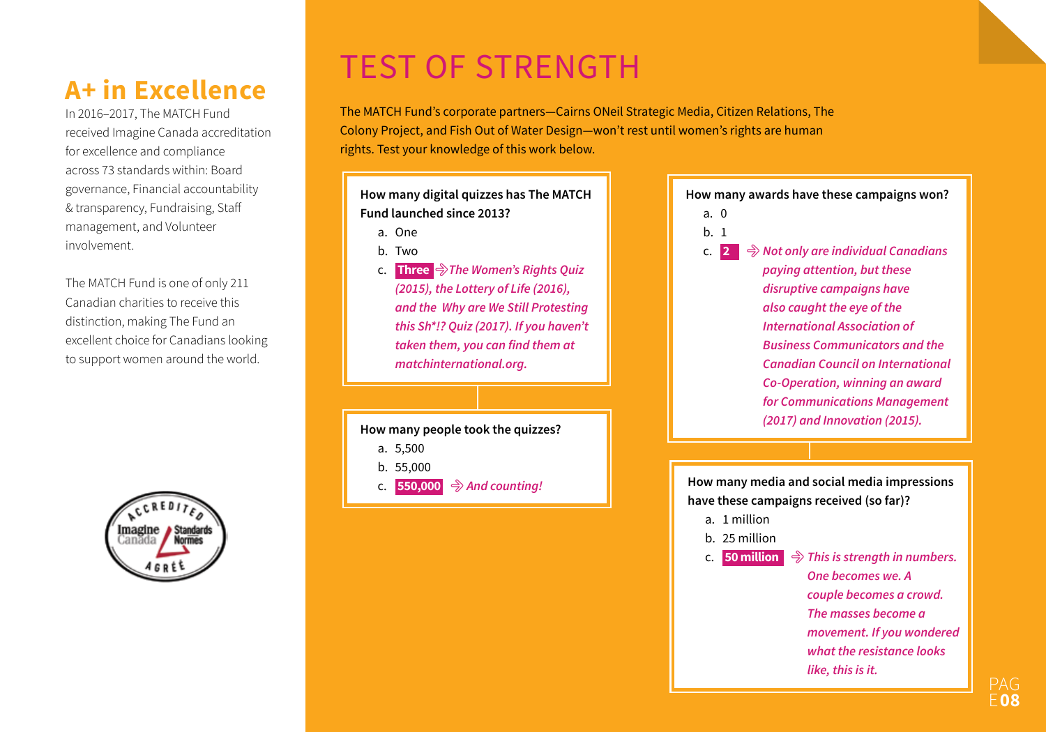## A+ in Excellence

In 2016–2017, The MATCH Fund received Imagine Canada accreditation for excellence and compliance across 73 standards within: Board governance, Financial accountability & transparency, Fundraising, Staff management, and Volunteer involvement.

The MATCH Fund is one of only 211 Canadian charities to receive this distinction, making The Fund an excellent choice for Canadians looking to support women around the world.

# TEST OF STRENGTH

The MATCH Fund's corporate partners—Cairns ONeil Strategic Media, Citizen Relations, The Colony Project, and Fish Out of Water Design—won't rest until women's rights are human rights. Test your knowledge of this work below.

**How many digital quizzes has The MATCH Fund launched since 2013?**

a. One
b. Two
c. **Three** ⇒ *The Women's Rights Quiz (2015), the Lottery of Life (2016), and the Why are We Still Protesting this Sh*!? Quiz (2017). If you haven't taken them, you can find them at matchinternational.org.*

**How many people took the quizzes?**

a. 5,500
b. 55,000
c. **550,000** ⇒ *And counting!*

**How many awards have these campaigns won?**

a. 0
b. 1
c. **2** ⇒ *Not only are individual Canadians paying attention, but these disruptive campaigns have also caught the eye of the International Association of Business Communicators and the Canadian Council on International Co-Operation, winning an award for Communications Management (2017) and Innovation (2015).*

**How many media and social media impressions have these campaigns received (so far)?**

a. 1 million
b. 25 million
c. **50 million** ⇒ *This is strength in numbers. One becomes we. A couple becomes a crowd. The masses become a movement. If you wondered what the resistance looks like, this is it.*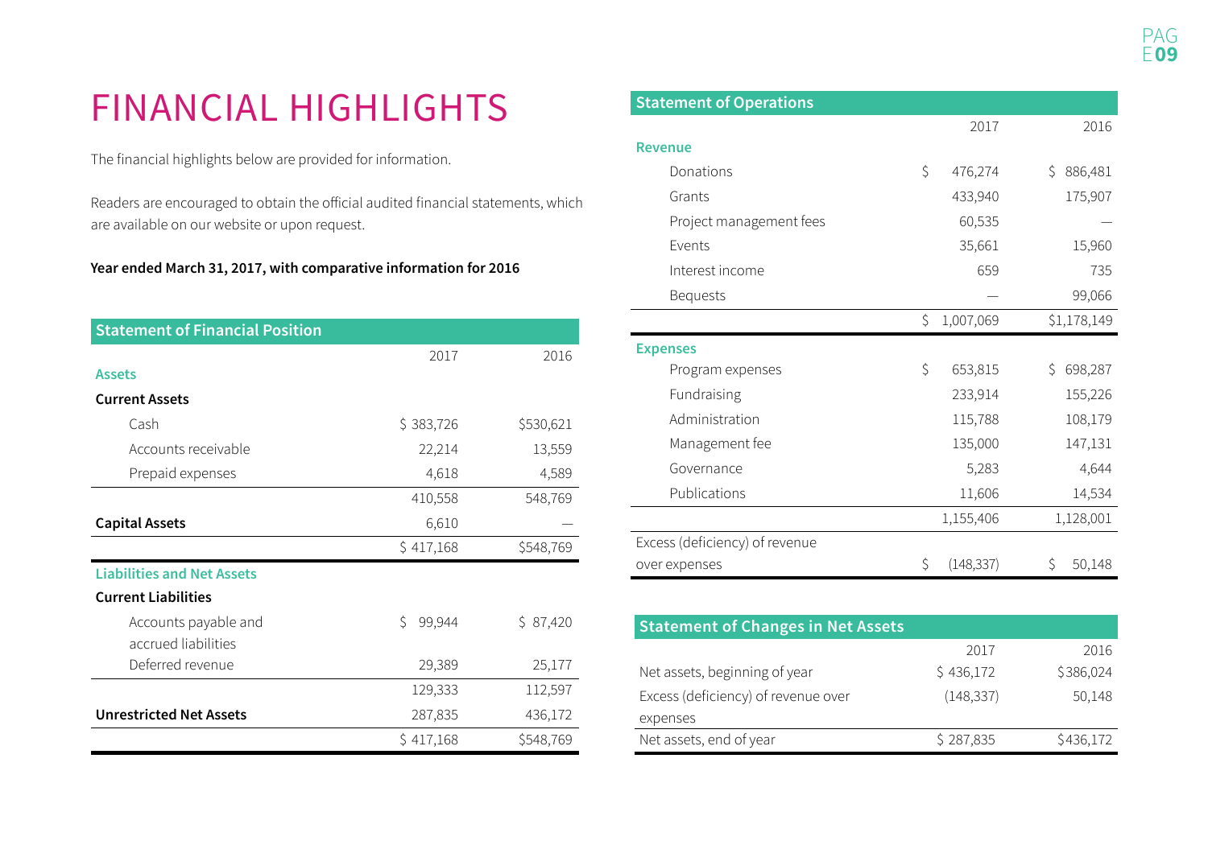# FINANCIAL HIGHLIGHTS

The financial highlights below are provided for information.

Readers are encouraged to obtain the official audited financial statements, which are available on our website or upon request.

**Year ended March 31, 2017, with comparative information for 2016**

## Statement of Financial Position

| | 2017 | 2016 |
|---|---|---|
| **Assets** | | |
| **Current Assets** | | |
| Cash | $ 383,726 | $530,621 |
| Accounts receivable | 22,214 | 13,559 |
| Prepaid expenses | 4,618 | 4,589 |
| | 410,558 | 548,769 |
| **Capital Assets** | 6,610 | — |
| | $ 417,168 | $548,769 |
| **Liabilities and Net Assets** | | |
| **Current Liabilities** | | |
| Accounts payable and accrued liabilities | $ 99,944 | $ 87,420 |
| Deferred revenue | 29,389 | 25,177 |
| | 129,333 | 112,597 |
| **Unrestricted Net Assets** | 287,835 | 436,172 |
| | $ 417,168 | $548,769 |

## Statement of Operations

| | 2017 | 2016 |
|---|---|---|
| **Revenue** | | |
| Donations | $ 476,274 | $ 886,481 |
| Grants | 433,940 | 175,907 |
| Project management fees | 60,535 | — |
| Events | 35,661 | 15,960 |
| Interest income | 659 | 735 |
| Bequests | — | 99,066 |
| | $ 1,007,069 | $1,178,149 |
| **Expenses** | | |
| Program expenses | $ 653,815 | $ 698,287 |
| Fundraising | 233,914 | 155,226 |
| Administration | 115,788 | 108,179 |
| Management fee | 135,000 | 147,131 |
| Governance | 5,283 | 4,644 |
| Publications | 11,606 | 14,534 |
| | 1,155,406 | 1,128,001 |
| Excess (deficiency) of revenue over expenses | $ (148,337) | $ 50,148 |

## Statement of Changes in Net Assets

| | 2017 | 2016 |
|---|---|---|
| Net assets, beginning of year | $ 436,172 | $386,024 |
| Excess (deficiency) of revenue over expenses | (148,337) | 50,148 |
| Net assets, end of year | $ 287,835 | $436,172 |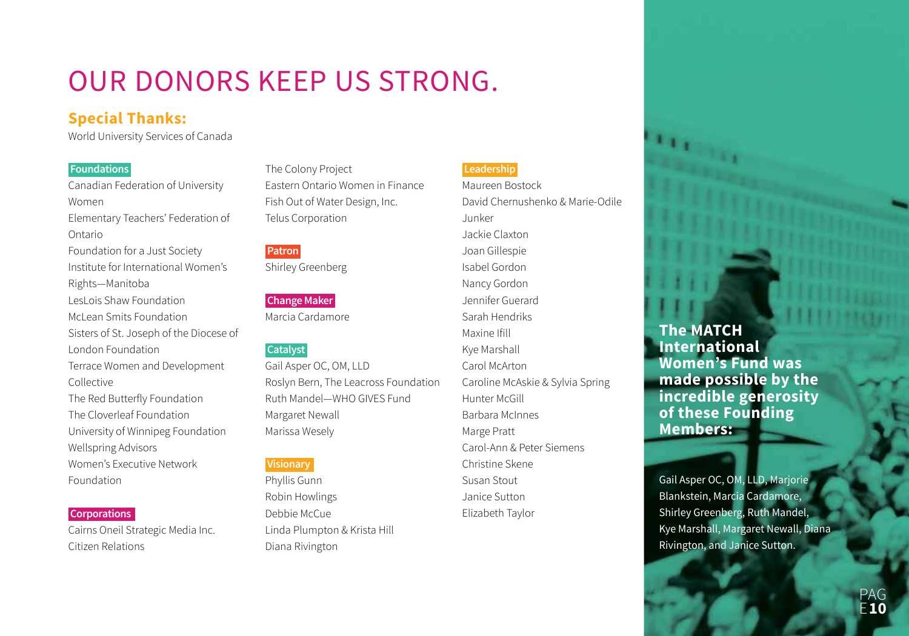# OUR DONORS KEEP US STRONG.

## Special Thanks:

World University Services of Canada

### Foundations

Canadian Federation of University Women
Elementary Teachers' Federation of Ontario
Foundation for a Just Society
Institute for International Women's Rights—Manitoba
LesLois Shaw Foundation
McLean Smits Foundation
Sisters of St. Joseph of the Diocese of London Foundation
Terrace Women and Development Collective
The Red Butterfly Foundation
The Cloverleaf Foundation
University of Winnipeg Foundation
Wellspring Advisors
Women's Executive Network Foundation

### Corporations

Cairns Oneil Strategic Media Inc.
Citizen Relations
The Colony Project
Eastern Ontario Women in Finance
Fish Out of Water Design, Inc.
Telus Corporation

### Patron

Shirley Greenberg

### Change Maker

Marcia Cardamore

### Catalyst

Gail Asper OC, OM, LLD
Roslyn Bern, The Leacross Foundation
Ruth Mandel—WHO GIVES Fund
Margaret Newall
Marissa Wesely

### Visionary

Phyllis Gunn
Robin Howlings
Debbie McCue
Linda Plumpton & Krista Hill
Diana Rivington

### Leadership

Maureen Bostock
David Chernushenko & Marie-Odile Junker
Jackie Claxton
Joan Gillespie
Isabel Gordon
Nancy Gordon
Jennifer Guerard
Sarah Hendriks
Maxine Ifill
Kye Marshall
Carol McArton
Caroline McAskie & Sylvia Spring
Hunter McGill
Barbara McInnes
Marge Pratt
Carol-Ann & Peter Siemens
Christine Skene
Susan Stout
Janice Sutton
Elizabeth Taylor

**The MATCH International Women's Fund was made possible by the incredible generosity of these Founding Members:**

Gail Asper OC, OM, LLD, Marjorie Blankstein, Marcia Cardamore, Shirley Greenberg, Ruth Mandel, Kye Marshall, Margaret Newall, Diana Rivington, and Janice Sutton.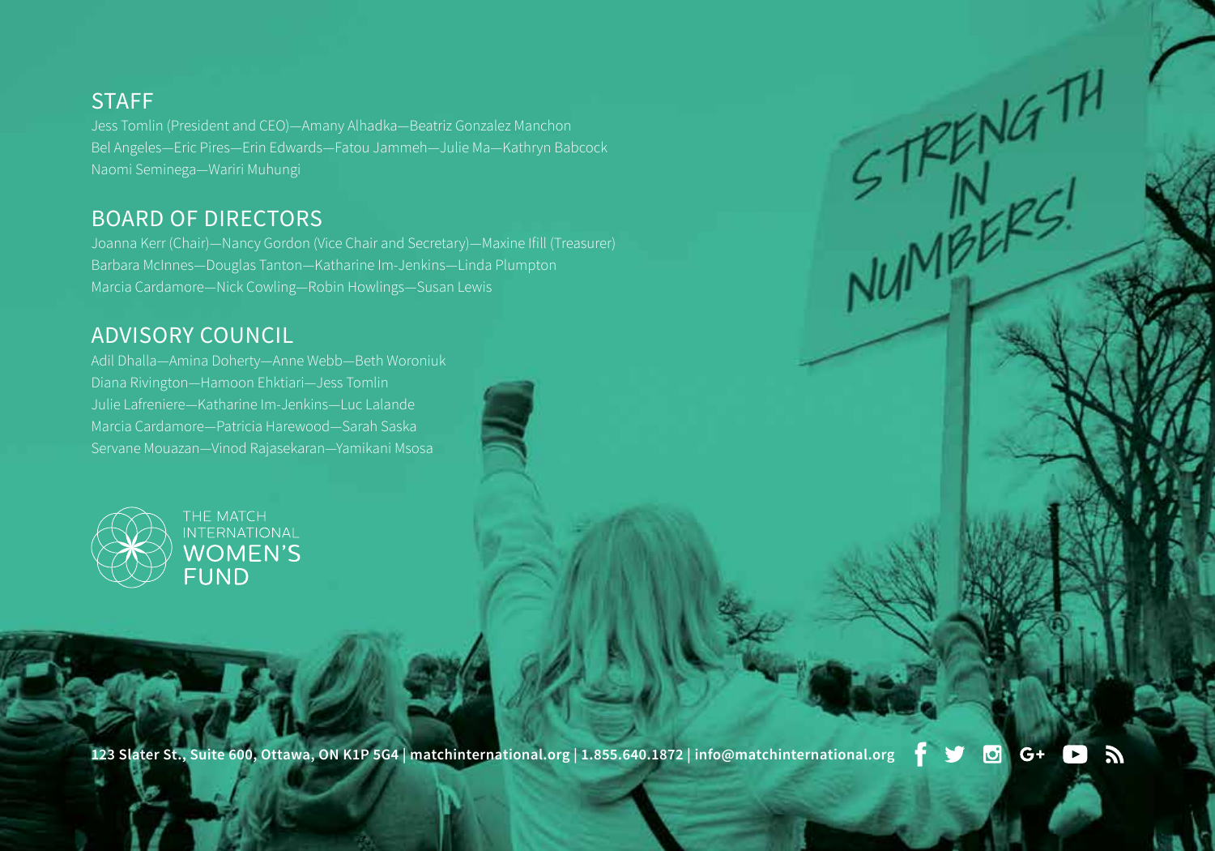## STAFF

Jess Tomlin (President and CEO)—Amany Alhadka—Beatriz Gonzalez Manchon
Bel Angeles—Eric Pires—Erin Edwards—Fatou Jammeh—Julie Ma—Kathryn Babcock
Naomi Seminega—Wariri Muhungi

## BOARD OF DIRECTORS

Joanna Kerr (Chair)—Nancy Gordon (Vice Chair and Secretary)—Maxine Ifill (Treasurer)
Barbara McInnes—Douglas Tanton—Katharine Im-Jenkins—Linda Plumpton
Marcia Cardamore—Nick Cowling—Robin Howlings—Susan Lewis

## ADVISORY COUNCIL

Adil Dhalla—Amina Doherty—Anne Webb—Beth Woroniuk
Diana Rivington—Hamoon Ehktiari—Jess Tomlin
Julie Lafreniere—Katharine Im-Jenkins—Luc Lalande
Marcia Cardamore—Patricia Harewood—Sarah Saska
Servane Mouazan—Vinod Rajasekaran—Yamikani Msosa

THE MATCH INTERNATIONAL WOMEN'S FUND

STRENGTH IN NUMBERS!

**123 Slater St., Suite 600, Ottawa, ON K1P 5G4 | matchinternational.org | 1.855.640.1872 | info@matchinternational.org**